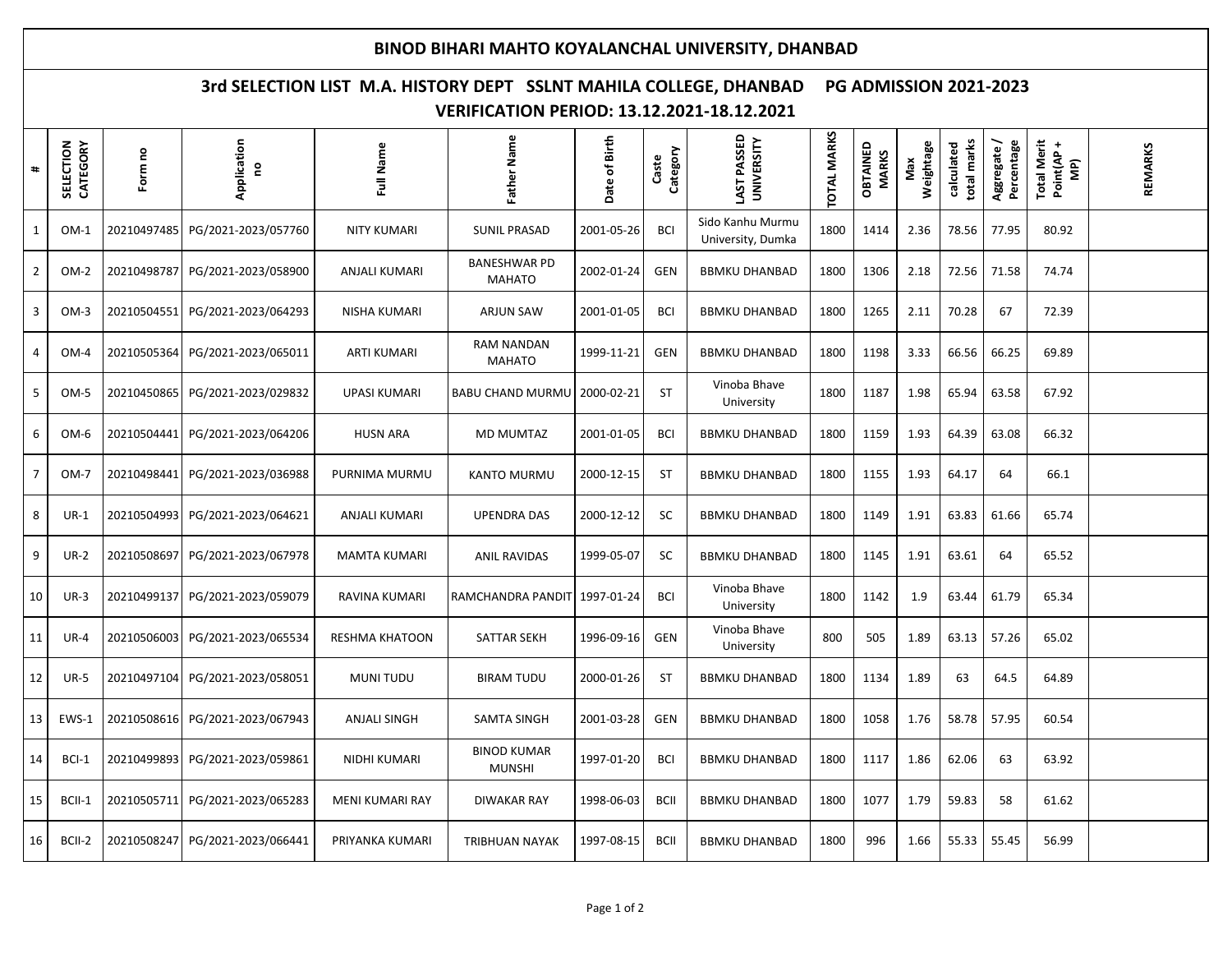# BINOD BIHARI MAHTO KOYALANCHAL UNIVERSITY, DHANBAD

## 3rd SELECTION LIST M.A. HISTORY DEPT SSLNT MAHILA COLLEGE, DHANBAD PG ADMISSION 2021-2023

### VERIFICATION PERIOD: 13.12.2021-18.12.2021

| # | SELECTION CATEGORY | Form no | Application no | Full Name | Father Name | Date of Birth | Caste Category | LAST PASSED UNIVERSITY | TOTAL MARKS | OBTAINED MARKS | Max Weightage | calculated total marks | Aggregate / Percentage | Total Merit Point(AP + MP) | REMARKS |
|---|---|---|---|---|---|---|---|---|---|---|---|---|---|---|---|
| 1 | OM-1 | 20210497485 | PG/2021-2023/057760 | NITY KUMARI | SUNIL PRASAD | 2001-05-26 | BCI | Sido Kanhu Murmu University, Dumka | 1800 | 1414 | 2.36 | 78.56 | 77.95 | 80.92 | |
| 2 | OM-2 | 20210498787 | PG/2021-2023/058900 | ANJALI KUMARI | BANESHWAR PD MAHATO | 2002-01-24 | GEN | BBMKU DHANBAD | 1800 | 1306 | 2.18 | 72.56 | 71.58 | 74.74 | |
| 3 | OM-3 | 20210504551 | PG/2021-2023/064293 | NISHA KUMARI | ARJUN SAW | 2001-01-05 | BCI | BBMKU DHANBAD | 1800 | 1265 | 2.11 | 70.28 | 67 | 72.39 | |
| 4 | OM-4 | 20210505364 | PG/2021-2023/065011 | ARTI KUMARI | RAM NANDAN MAHATO | 1999-11-21 | GEN | BBMKU DHANBAD | 1800 | 1198 | 3.33 | 66.56 | 66.25 | 69.89 | |
| 5 | OM-5 | 20210450865 | PG/2021-2023/029832 | UPASI KUMARI | BABU CHAND MURMU | 2000-02-21 | ST | Vinoba Bhave University | 1800 | 1187 | 1.98 | 65.94 | 63.58 | 67.92 | |
| 6 | OM-6 | 20210504441 | PG/2021-2023/064206 | HUSN ARA | MD MUMTAZ | 2001-01-05 | BCI | BBMKU DHANBAD | 1800 | 1159 | 1.93 | 64.39 | 63.08 | 66.32 | |
| 7 | OM-7 | 20210498441 | PG/2021-2023/036988 | PURNIMA MURMU | KANTO MURMU | 2000-12-15 | ST | BBMKU DHANBAD | 1800 | 1155 | 1.93 | 64.17 | 64 | 66.1 | |
| 8 | UR-1 | 20210504993 | PG/2021-2023/064621 | ANJALI KUMARI | UPENDRA DAS | 2000-12-12 | SC | BBMKU DHANBAD | 1800 | 1149 | 1.91 | 63.83 | 61.66 | 65.74 | |
| 9 | UR-2 | 20210508697 | PG/2021-2023/067978 | MAMTA KUMARI | ANIL RAVIDAS | 1999-05-07 | SC | BBMKU DHANBAD | 1800 | 1145 | 1.91 | 63.61 | 64 | 65.52 | |
| 10 | UR-3 | 20210499137 | PG/2021-2023/059079 | RAVINA KUMARI | RAMCHANDRA PANDIT | 1997-01-24 | BCI | Vinoba Bhave University | 1800 | 1142 | 1.9 | 63.44 | 61.79 | 65.34 | |
| 11 | UR-4 | 20210506003 | PG/2021-2023/065534 | RESHMA KHATOON | SATTAR SEKH | 1996-09-16 | GEN | Vinoba Bhave University | 800 | 505 | 1.89 | 63.13 | 57.26 | 65.02 | |
| 12 | UR-5 | 20210497104 | PG/2021-2023/058051 | MUNI TUDU | BIRAM TUDU | 2000-01-26 | ST | BBMKU DHANBAD | 1800 | 1134 | 1.89 | 63 | 64.5 | 64.89 | |
| 13 | EWS-1 | 20210508616 | PG/2021-2023/067943 | ANJALI SINGH | SAMTA SINGH | 2001-03-28 | GEN | BBMKU DHANBAD | 1800 | 1058 | 1.76 | 58.78 | 57.95 | 60.54 | |
| 14 | BCI-1 | 20210499893 | PG/2021-2023/059861 | NIDHI KUMARI | BINOD KUMAR MUNSHI | 1997-01-20 | BCI | BBMKU DHANBAD | 1800 | 1117 | 1.86 | 62.06 | 63 | 63.92 | |
| 15 | BCII-1 | 20210505711 | PG/2021-2023/065283 | MENI KUMARI RAY | DIWAKAR RAY | 1998-06-03 | BCII | BBMKU DHANBAD | 1800 | 1077 | 1.79 | 59.83 | 58 | 61.62 | |
| 16 | BCII-2 | 20210508247 | PG/2021-2023/066441 | PRIYANKA KUMARI | TRIBHUAN NAYAK | 1997-08-15 | BCII | BBMKU DHANBAD | 1800 | 996 | 1.66 | 55.33 | 55.45 | 56.99 | |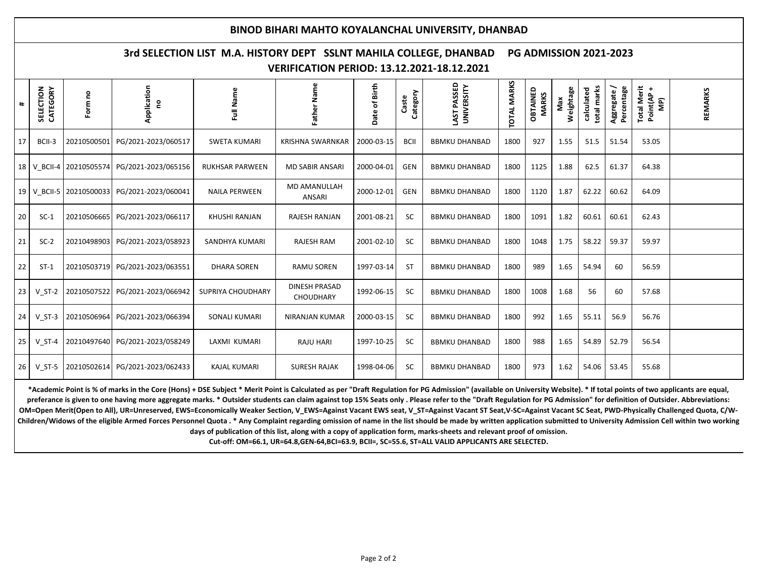# BINOD BIHARI MAHTO KOYALANCHAL UNIVERSITY, DHANBAD

## 3rd SELECTION LIST M.A. HISTORY DEPT SSLNT MAHILA COLLEGE, DHANBAD PG ADMISSION 2021-2023

### VERIFICATION PERIOD: 13.12.2021-18.12.2021

| # | SELECTION CATEGORY | Form no | Application no | Full Name | Father Name | Date of Birth | Caste Category | LAST PASSED UNIVERSITY | TOTAL MARKS | OBTAINED MARKS | Max Weightage | calculated total marks | Aggregate / Percentage | Total Merit Point(AP + MP) | REMARKS |
|---|---|---|---|---|---|---|---|---|---|---|---|---|---|---|---|
| 17 | BCII-3 | 20210500501 | PG/2021-2023/060517 | SWETA KUMARI | KRISHNA SWARNKAR | 2000-03-15 | BCII | BBMKU DHANBAD | 1800 | 927 | 1.55 | 51.5 | 51.54 | 53.05 | |
| 18 | V_BCII-4 | 20210505574 | PG/2021-2023/065156 | RUKHSAR PARWEEN | MD SABIR ANSARI | 2000-04-01 | GEN | BBMKU DHANBAD | 1800 | 1125 | 1.88 | 62.5 | 61.37 | 64.38 | |
| 19 | V_BCII-5 | 20210500033 | PG/2021-2023/060041 | NAILA PERWEEN | MD AMANULLAH ANSARI | 2000-12-01 | GEN | BBMKU DHANBAD | 1800 | 1120 | 1.87 | 62.22 | 60.62 | 64.09 | |
| 20 | SC-1 | 20210506665 | PG/2021-2023/066117 | KHUSHI RANJAN | RAJESH RANJAN | 2001-08-21 | SC | BBMKU DHANBAD | 1800 | 1091 | 1.82 | 60.61 | 60.61 | 62.43 | |
| 21 | SC-2 | 20210498903 | PG/2021-2023/058923 | SANDHYA KUMARI | RAJESH RAM | 2001-02-10 | SC | BBMKU DHANBAD | 1800 | 1048 | 1.75 | 58.22 | 59.37 | 59.97 | |
| 22 | ST-1 | 20210503719 | PG/2021-2023/063551 | DHARA SOREN | RAMU SOREN | 1997-03-14 | ST | BBMKU DHANBAD | 1800 | 989 | 1.65 | 54.94 | 60 | 56.59 | |
| 23 | V_ST-2 | 20210507522 | PG/2021-2023/066942 | SUPRIYA CHOUDHARY | DINESH PRASAD CHOUDHARY | 1992-06-15 | SC | BBMKU DHANBAD | 1800 | 1008 | 1.68 | 56 | 60 | 57.68 | |
| 24 | V_ST-3 | 20210506964 | PG/2021-2023/066394 | SONALI KUMARI | NIRANJAN KUMAR | 2000-03-15 | SC | BBMKU DHANBAD | 1800 | 992 | 1.65 | 55.11 | 56.9 | 56.76 | |
| 25 | V_ST-4 | 20210497640 | PG/2021-2023/058249 | LAXMI KUMARI | RAJU HARI | 1997-10-25 | SC | BBMKU DHANBAD | 1800 | 988 | 1.65 | 54.89 | 52.79 | 56.54 | |
| 26 | V_ST-5 | 20210502614 | PG/2021-2023/062433 | KAJAL KUMARI | SURESH RAJAK | 1998-04-06 | SC | BBMKU DHANBAD | 1800 | 973 | 1.62 | 54.06 | 53.45 | 55.68 | |

**\*Academic Point is % of marks in the Core (Hons) + DSE Subject \* Merit Point is Calculated as per "Draft Regulation for PG Admission" (available on University Website). \* If total points of two applicants are equal, preferance is given to one having more aggregate marks. \* Outsider students can claim against top 15% Seats only . Please refer to the "Draft Regulation for PG Admission" for definition of Outsider. Abbreviations: OM=Open Merit(Open to All), UR=Unreserved, EWS=Economically Weaker Section, V_EWS=Against Vacant EWS seat, V_ST=Against Vacant ST Seat,V-SC=Against Vacant SC Seat, PWD-Physically Challenged Quota, C/W-Children/Widows of the eligible Armed Forces Personnel Quota . \* Any Complaint regarding omission of name in the list should be made by written application submitted to University Admission Cell within two working days of publication of this list, along with a copy of application form, marks-sheets and relevant proof of omission.**

**Cut-off: OM=66.1, UR=64.8,GEN-64,BCI=63.9, BCII=, SC=55.6, ST=ALL VALID APPLICANTS ARE SELECTED.**